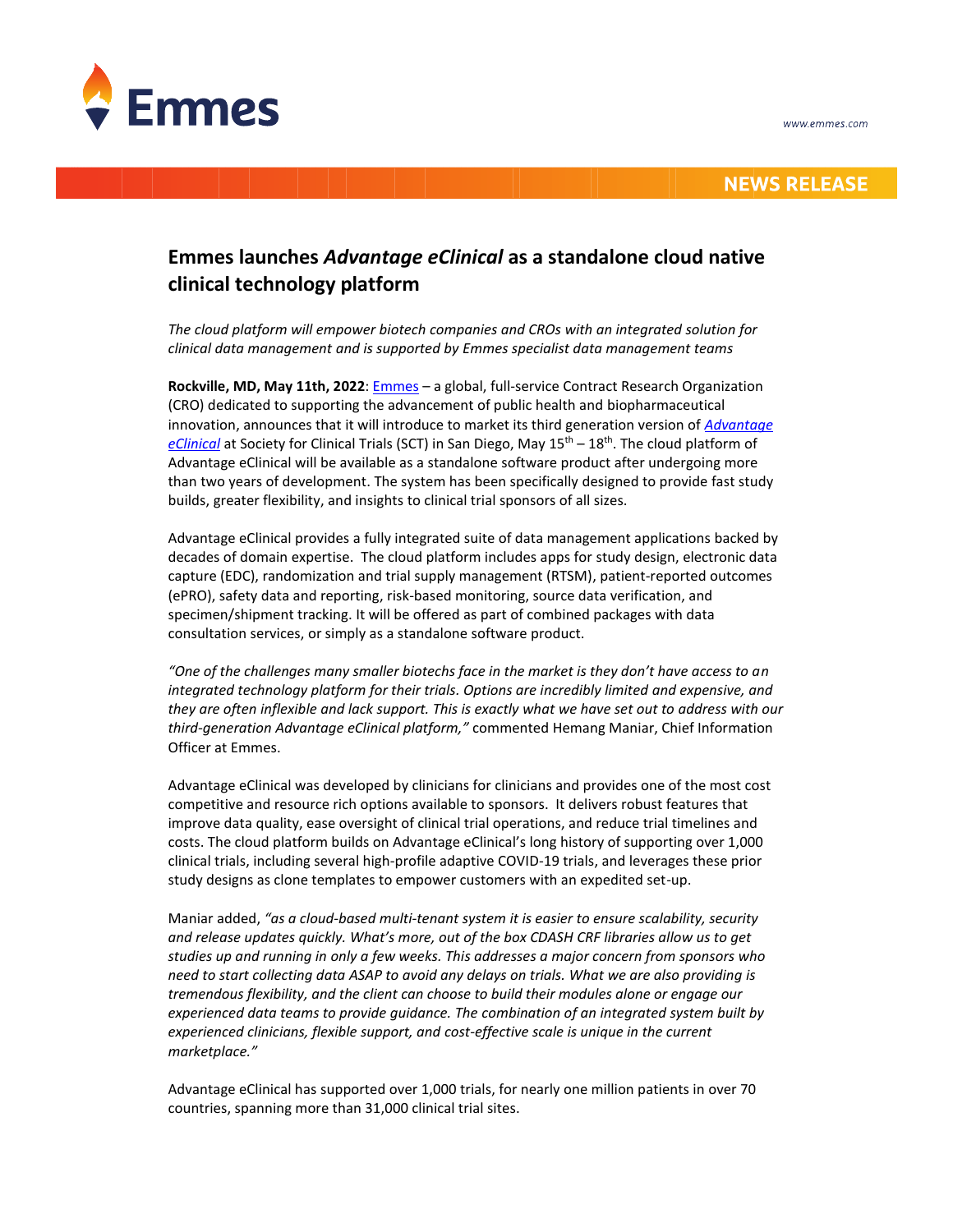Emmes

www.emmes.com

NEWS RELEASE

# Emmes launches *Advantage eClinical* as a standalone cloud native clinical technology platform

*The cloud platform will empower biotech companies and CROs with an integrated solution for clinical data management and is supported by Emmes specialist data management teams*

**Rockville, MD, May 11th, 2022**: Emmes – a global, full-service Contract Research Organization (CRO) dedicated to supporting the advancement of public health and biopharmaceutical innovation, announces that it will introduce to market its third generation version of *Advantage eClinical* at Society for Clinical Trials (SCT) in San Diego, May 15th – 18th. The cloud platform of Advantage eClinical will be available as a standalone software product after undergoing more than two years of development. The system has been specifically designed to provide fast study builds, greater flexibility, and insights to clinical trial sponsors of all sizes.

Advantage eClinical provides a fully integrated suite of data management applications backed by decades of domain expertise. The cloud platform includes apps for study design, electronic data capture (EDC), randomization and trial supply management (RTSM), patient-reported outcomes (ePRO), safety data and reporting, risk-based monitoring, source data verification, and specimen/shipment tracking. It will be offered as part of combined packages with data consultation services, or simply as a standalone software product.

*"One of the challenges many smaller biotechs face in the market is they don't have access to an integrated technology platform for their trials. Options are incredibly limited and expensive, and they are often inflexible and lack support. This is exactly what we have set out to address with our third-generation Advantage eClinical platform,"* commented Hemang Maniar, Chief Information Officer at Emmes.

Advantage eClinical was developed by clinicians for clinicians and provides one of the most cost competitive and resource rich options available to sponsors. It delivers robust features that improve data quality, ease oversight of clinical trial operations, and reduce trial timelines and costs. The cloud platform builds on Advantage eClinical's long history of supporting over 1,000 clinical trials, including several high-profile adaptive COVID-19 trials, and leverages these prior study designs as clone templates to empower customers with an expedited set-up.

Maniar added, *"as a cloud-based multi-tenant system it is easier to ensure scalability, security and release updates quickly. What's more, out of the box CDASH CRF libraries allow us to get studies up and running in only a few weeks. This addresses a major concern from sponsors who need to start collecting data ASAP to avoid any delays on trials. What we are also providing is tremendous flexibility, and the client can choose to build their modules alone or engage our experienced data teams to provide guidance. The combination of an integrated system built by experienced clinicians, flexible support, and cost-effective scale is unique in the current marketplace."*

Advantage eClinical has supported over 1,000 trials, for nearly one million patients in over 70 countries, spanning more than 31,000 clinical trial sites.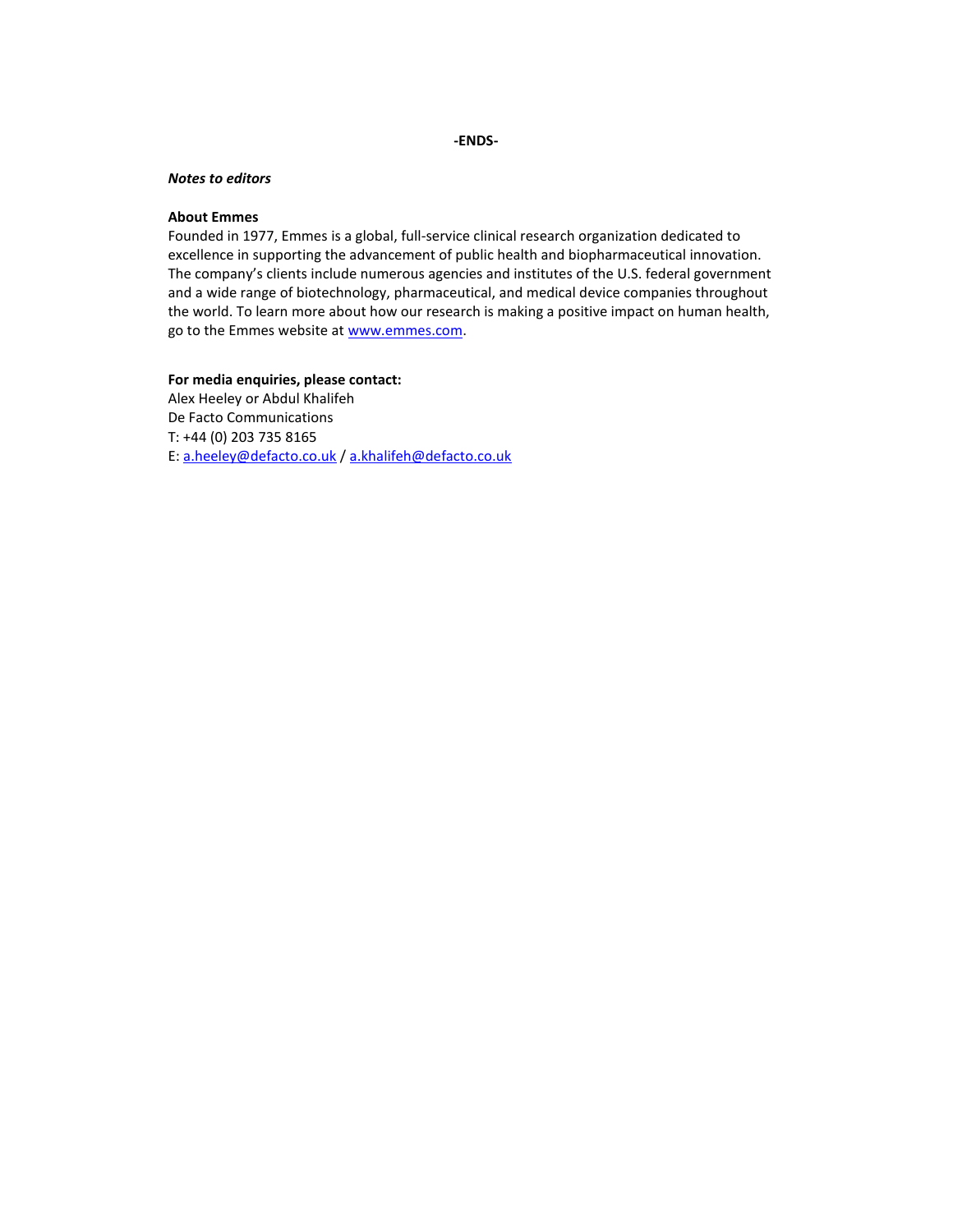**-ENDS-**

***Notes to editors***

**About Emmes**

Founded in 1977, Emmes is a global, full-service clinical research organization dedicated to excellence in supporting the advancement of public health and biopharmaceutical innovation. The company's clients include numerous agencies and institutes of the U.S. federal government and a wide range of biotechnology, pharmaceutical, and medical device companies throughout the world. To learn more about how our research is making a positive impact on human health, go to the Emmes website at www.emmes.com.

**For media enquiries, please contact:**

Alex Heeley or Abdul Khalifeh
De Facto Communications
T: +44 (0) 203 735 8165
E: a.heeley@defacto.co.uk / a.khalifeh@defacto.co.uk